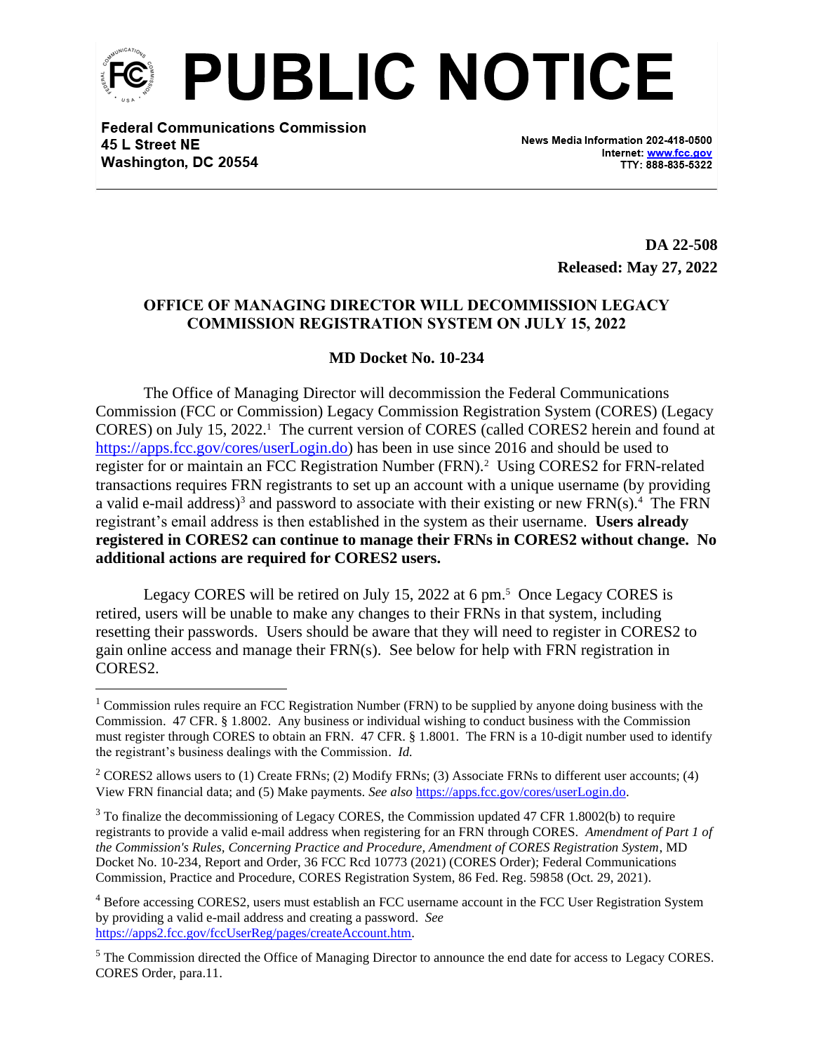# PUBLIC NOTICE

**Federal Communications Commission**
**45 L Street NE**
**Washington, DC 20554**

News Media Information 202-418-0500
Internet: [www.fcc.gov](http://www.fcc.gov)
TTY: 888-835-5322

**DA 22-508**
**Released: May 27, 2022**

## OFFICE OF MANAGING DIRECTOR WILL DECOMMISSION LEGACY COMMISSION REGISTRATION SYSTEM ON JULY 15, 2022

### MD Docket No. 10-234

The Office of Managing Director will decommission the Federal Communications Commission (FCC or Commission) Legacy Commission Registration System (CORES) (Legacy CORES) on July 15, 2022.[1] The current version of CORES (called CORES2 herein and found at https://apps.fcc.gov/cores/userLogin.do) has been in use since 2016 and should be used to register for or maintain an FCC Registration Number (FRN).[2] Using CORES2 for FRN-related transactions requires FRN registrants to set up an account with a unique username (by providing a valid e-mail address)[3] and password to associate with their existing or new FRN(s).[4] The FRN registrant's email address is then established in the system as their username. **Users already registered in CORES2 can continue to manage their FRNs in CORES2 without change. No additional actions are required for CORES2 users.**

Legacy CORES will be retired on July 15, 2022 at 6 pm.[5] Once Legacy CORES is retired, users will be unable to make any changes to their FRNs in that system, including resetting their passwords. Users should be aware that they will need to register in CORES2 to gain online access and manage their FRN(s). See below for help with FRN registration in CORES2.

---

[1] Commission rules require an FCC Registration Number (FRN) to be supplied by anyone doing business with the Commission. 47 CFR. § 1.8002. Any business or individual wishing to conduct business with the Commission must register through CORES to obtain an FRN. 47 CFR. § 1.8001. The FRN is a 10-digit number used to identify the registrant's business dealings with the Commission. *Id.*

[2] CORES2 allows users to (1) Create FRNs; (2) Modify FRNs; (3) Associate FRNs to different user accounts; (4) View FRN financial data; and (5) Make payments. *See also* https://apps.fcc.gov/cores/userLogin.do.

[3] To finalize the decommissioning of Legacy CORES, the Commission updated 47 CFR 1.8002(b) to require registrants to provide a valid e-mail address when registering for an FRN through CORES. *Amendment of Part 1 of the Commission's Rules, Concerning Practice and Procedure, Amendment of CORES Registration System*, MD Docket No. 10-234, Report and Order, 36 FCC Rcd 10773 (2021) (CORES Order); Federal Communications Commission, Practice and Procedure, CORES Registration System, 86 Fed. Reg. 59858 (Oct. 29, 2021).

[4] Before accessing CORES2, users must establish an FCC username account in the FCC User Registration System by providing a valid e-mail address and creating a password. *See* https://apps2.fcc.gov/fccUserReg/pages/createAccount.htm.

[5] The Commission directed the Office of Managing Director to announce the end date for access to Legacy CORES. CORES Order, para.11.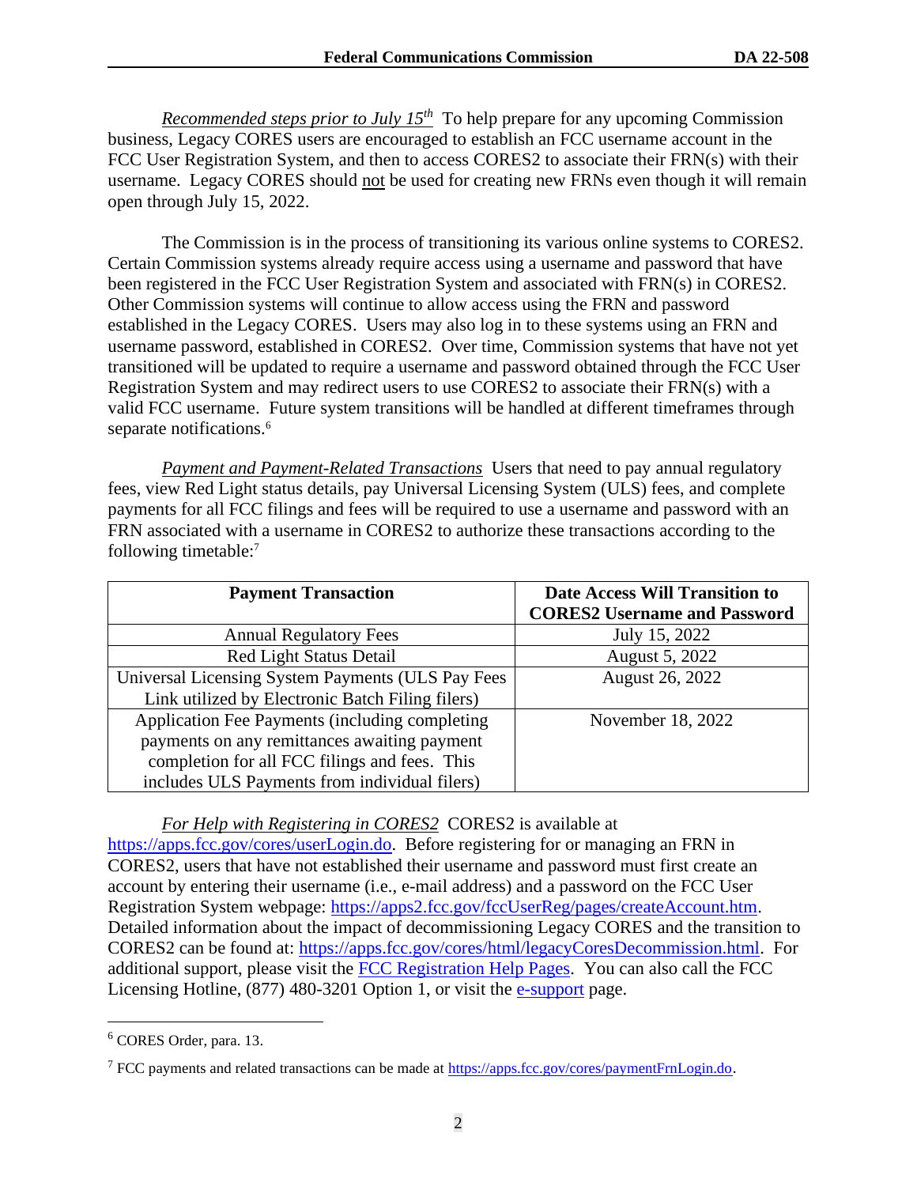*Recommended steps prior to July 15th* To help prepare for any upcoming Commission business, Legacy CORES users are encouraged to establish an FCC username account in the FCC User Registration System, and then to access CORES2 to associate their FRN(s) with their username. Legacy CORES should not be used for creating new FRNs even though it will remain open through July 15, 2022.

The Commission is in the process of transitioning its various online systems to CORES2. Certain Commission systems already require access using a username and password that have been registered in the FCC User Registration System and associated with FRN(s) in CORES2. Other Commission systems will continue to allow access using the FRN and password established in the Legacy CORES. Users may also log in to these systems using an FRN and username password, established in CORES2. Over time, Commission systems that have not yet transitioned will be updated to require a username and password obtained through the FCC User Registration System and may redirect users to use CORES2 to associate their FRN(s) with a valid FCC username. Future system transitions will be handled at different timeframes through separate notifications.[6]

*Payment and Payment-Related Transactions* Users that need to pay annual regulatory fees, view Red Light status details, pay Universal Licensing System (ULS) fees, and complete payments for all FCC filings and fees will be required to use a username and password with an FRN associated with a username in CORES2 to authorize these transactions according to the following timetable:[7]

| Payment Transaction | Date Access Will Transition to CORES2 Username and Password |
|---|---|
| Annual Regulatory Fees | July 15, 2022 |
| Red Light Status Detail | August 5, 2022 |
| Universal Licensing System Payments (ULS Pay Fees Link utilized by Electronic Batch Filing filers) | August 26, 2022 |
| Application Fee Payments (including completing payments on any remittances awaiting payment completion for all FCC filings and fees. This includes ULS Payments from individual filers) | November 18, 2022 |

*For Help with Registering in CORES2* CORES2 is available at https://apps.fcc.gov/cores/userLogin.do. Before registering for or managing an FRN in CORES2, users that have not established their username and password must first create an account by entering their username (i.e., e-mail address) and a password on the FCC User Registration System webpage: https://apps2.fcc.gov/fccUserReg/pages/createAccount.htm. Detailed information about the impact of decommissioning Legacy CORES and the transition to CORES2 can be found at: https://apps.fcc.gov/cores/html/legacyCoresDecommission.html. For additional support, please visit the FCC Registration Help Pages. You can also call the FCC Licensing Hotline, (877) 480-3201 Option 1, or visit the e-support page.

---

[6] CORES Order, para. 13.

[7] FCC payments and related transactions can be made at https://apps.fcc.gov/cores/paymentFrnLogin.do.